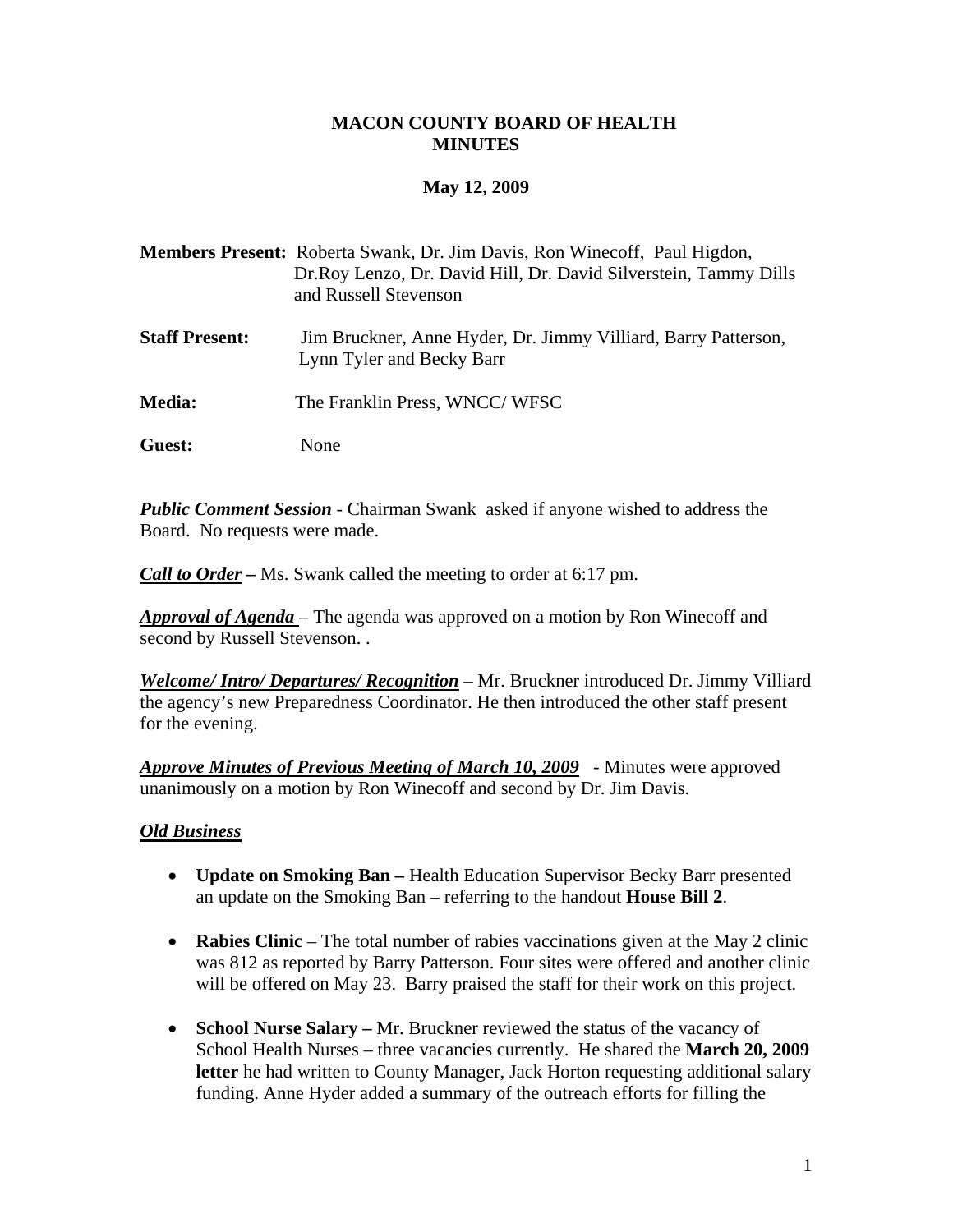# MACON COUNTY BOARD OF HEALTH
# MINUTES

**May 12, 2009**

**Members Present:** Roberta Swank, Dr. Jim Davis, Ron Winecoff, Paul Higdon, Dr.Roy Lenzo, Dr. David Hill, Dr. David Silverstein, Tammy Dills and Russell Stevenson

**Staff Present:** Jim Bruckner, Anne Hyder, Dr. Jimmy Villiard, Barry Patterson, Lynn Tyler and Becky Barr

**Media:** The Franklin Press, WNCC/ WFSC

**Guest:** None

***Public Comment Session*** - Chairman Swank asked if anyone wished to address the Board. No requests were made.

***Call to Order*** **–** Ms. Swank called the meeting to order at 6:17 pm.

***Approval of Agenda*** – The agenda was approved on a motion by Ron Winecoff and second by Russell Stevenson. .

***Welcome/ Intro/ Departures/ Recognition*** – Mr. Bruckner introduced Dr. Jimmy Villiard the agency's new Preparedness Coordinator. He then introduced the other staff present for the evening.

***Approve Minutes of Previous Meeting of March 10, 2009*** - Minutes were approved unanimously on a motion by Ron Winecoff and second by Dr. Jim Davis.

***Old Business***

- **Update on Smoking Ban –** Health Education Supervisor Becky Barr presented an update on the Smoking Ban – referring to the handout **House Bill 2**.
- **Rabies Clinic** – The total number of rabies vaccinations given at the May 2 clinic was 812 as reported by Barry Patterson. Four sites were offered and another clinic will be offered on May 23. Barry praised the staff for their work on this project.
- **School Nurse Salary –** Mr. Bruckner reviewed the status of the vacancy of School Health Nurses – three vacancies currently. He shared the **March 20, 2009 letter** he had written to County Manager, Jack Horton requesting additional salary funding. Anne Hyder added a summary of the outreach efforts for filling the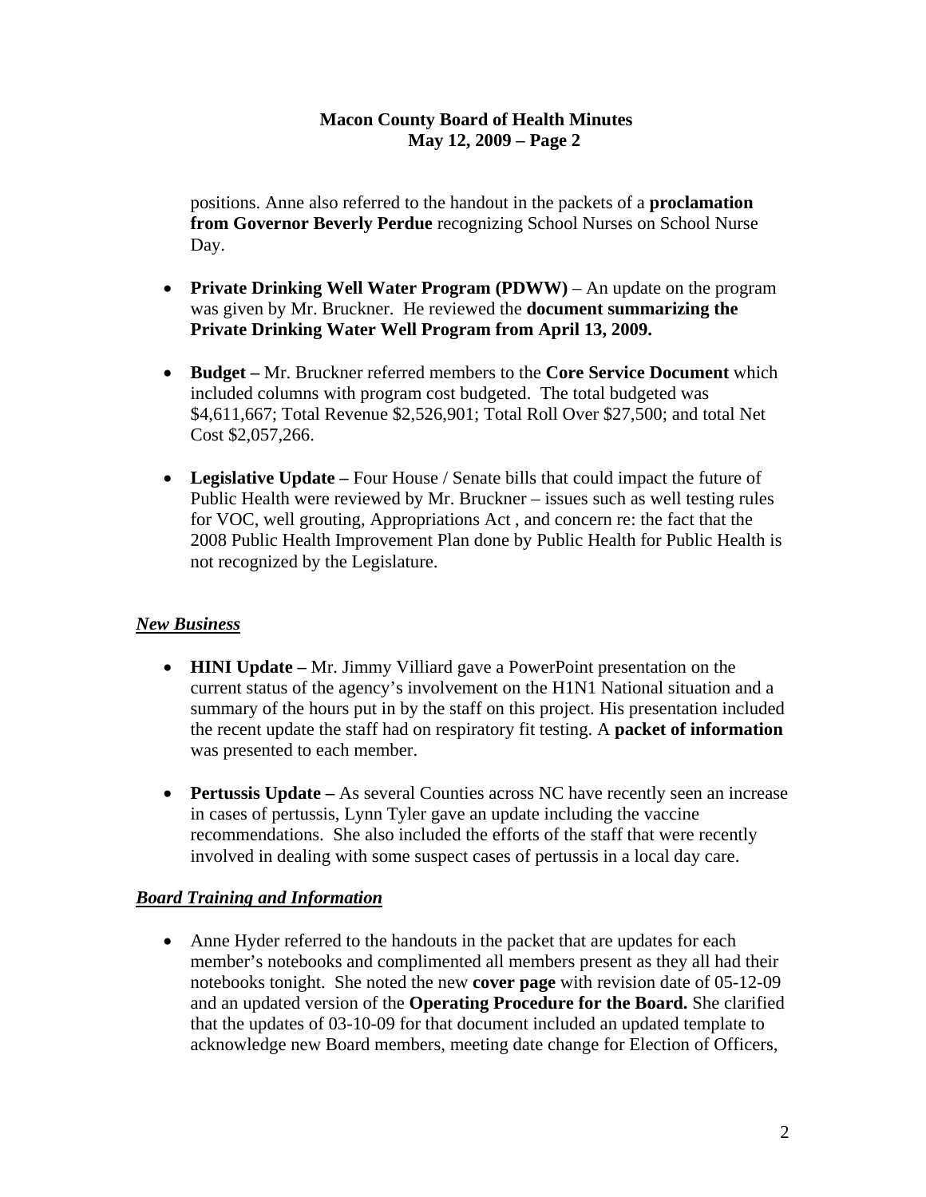positions. Anne also referred to the handout in the packets of a **proclamation from Governor Beverly Perdue** recognizing School Nurses on School Nurse Day.

- **Private Drinking Well Water Program (PDWW)** – An update on the program was given by Mr. Bruckner. He reviewed the **document summarizing the Private Drinking Water Well Program from April 13, 2009.**

- **Budget –** Mr. Bruckner referred members to the **Core Service Document** which included columns with program cost budgeted. The total budgeted was $4,611,667; Total Revenue $2,526,901; Total Roll Over $27,500; and total Net Cost $2,057,266.

- **Legislative Update –** Four House / Senate bills that could impact the future of Public Health were reviewed by Mr. Bruckner – issues such as well testing rules for VOC, well grouting, Appropriations Act , and concern re: the fact that the 2008 Public Health Improvement Plan done by Public Health for Public Health is not recognized by the Legislature.

## *New Business*

- **HINI Update –** Mr. Jimmy Villiard gave a PowerPoint presentation on the current status of the agency's involvement on the H1N1 National situation and a summary of the hours put in by the staff on this project. His presentation included the recent update the staff had on respiratory fit testing. A **packet of information** was presented to each member.

- **Pertussis Update –** As several Counties across NC have recently seen an increase in cases of pertussis, Lynn Tyler gave an update including the vaccine recommendations. She also included the efforts of the staff that were recently involved in dealing with some suspect cases of pertussis in a local day care.

## *Board Training and Information*

- Anne Hyder referred to the handouts in the packet that are updates for each member's notebooks and complimented all members present as they all had their notebooks tonight. She noted the new **cover page** with revision date of 05-12-09 and an updated version of the **Operating Procedure for the Board.** She clarified that the updates of 03-10-09 for that document included an updated template to acknowledge new Board members, meeting date change for Election of Officers,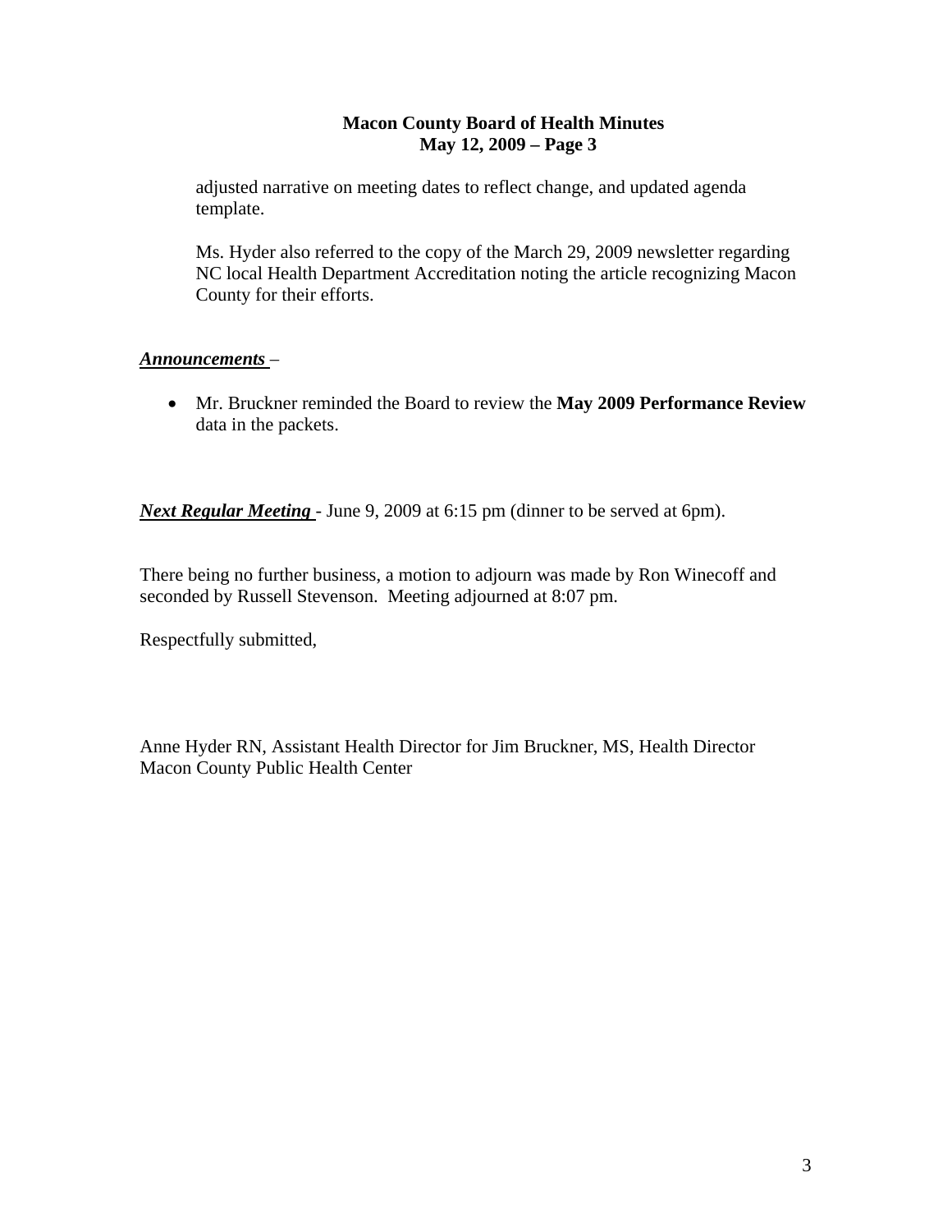adjusted narrative on meeting dates to reflect change, and updated agenda template.

Ms. Hyder also referred to the copy of the March 29, 2009 newsletter regarding NC local Health Department Accreditation noting the article recognizing Macon County for their efforts.

***Announcements*** –

- Mr. Bruckner reminded the Board to review the **May 2009 Performance Review** data in the packets.

***Next Regular Meeting*** - June 9, 2009 at 6:15 pm (dinner to be served at 6pm).

There being no further business, a motion to adjourn was made by Ron Winecoff and seconded by Russell Stevenson. Meeting adjourned at 8:07 pm.

Respectfully submitted,

Anne Hyder RN, Assistant Health Director for Jim Bruckner, MS, Health Director
Macon County Public Health Center